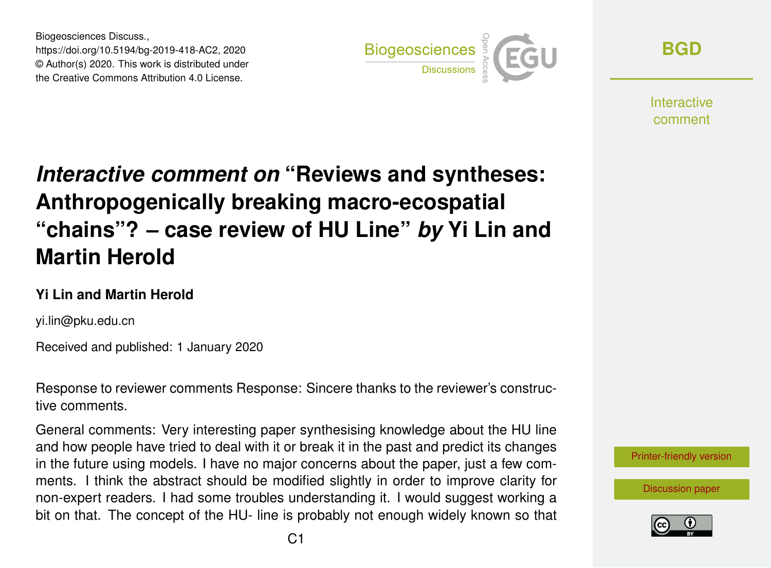# *Interactive comment on* "Reviews and syntheses: Anthropogenically breaking macro-ecospatial "chains"? – case review of HU Line" *by* Yi Lin and Martin Herold

**Yi Lin and Martin Herold**

yi.lin@pku.edu.cn

Received and published: 1 January 2020

Response to reviewer comments Response: Sincere thanks to the reviewer's constructive comments.

General comments: Very interesting paper synthesising knowledge about the HU line and how people have tried to deal with it or break it in the past and predict its changes in the future using models. I have no major concerns about the paper, just a few comments. I think the abstract should be modified slightly in order to improve clarity for non-expert readers. I had some troubles understanding it. I would suggest working a bit on that. The concept of the HU- line is probably not enough widely known so that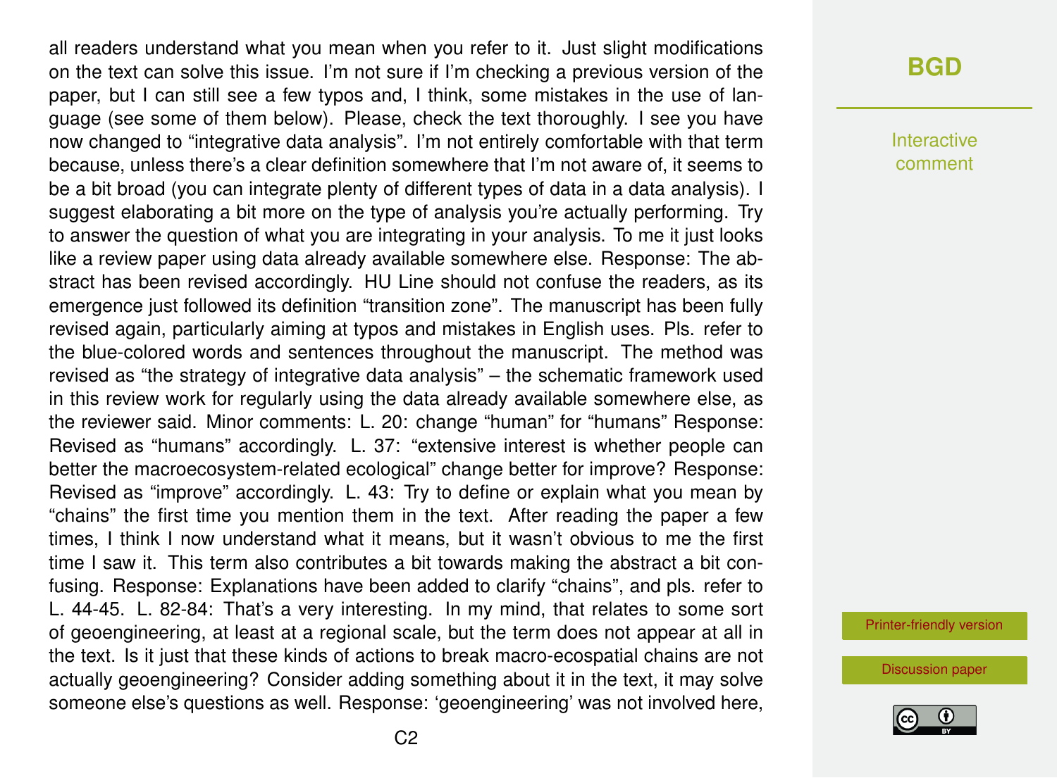all readers understand what you mean when you refer to it. Just slight modifications on the text can solve this issue. I'm not sure if I'm checking a previous version of the paper, but I can still see a few typos and, I think, some mistakes in the use of language (see some of them below). Please, check the text thoroughly. I see you have now changed to "integrative data analysis". I'm not entirely comfortable with that term because, unless there's a clear definition somewhere that I'm not aware of, it seems to be a bit broad (you can integrate plenty of different types of data in a data analysis). I suggest elaborating a bit more on the type of analysis you're actually performing. Try to answer the question of what you are integrating in your analysis. To me it just looks like a review paper using data already available somewhere else. Response: The abstract has been revised accordingly. HU Line should not confuse the readers, as its emergence just followed its definition "transition zone". The manuscript has been fully revised again, particularly aiming at typos and mistakes in English uses. Pls. refer to the blue-colored words and sentences throughout the manuscript. The method was revised as "the strategy of integrative data analysis" – the schematic framework used in this review work for regularly using the data already available somewhere else, as the reviewer said. Minor comments: L. 20: change "human" for "humans" Response: Revised as "humans" accordingly. L. 37: "extensive interest is whether people can better the macroecosystem-related ecological" change better for improve? Response: Revised as "improve" accordingly. L. 43: Try to define or explain what you mean by "chains" the first time you mention them in the text. After reading the paper a few times, I think I now understand what it means, but it wasn't obvious to me the first time I saw it. This term also contributes a bit towards making the abstract a bit confusing. Response: Explanations have been added to clarify "chains", and pls. refer to L. 44-45. L. 82-84: That's a very interesting. In my mind, that relates to some sort of geoengineering, at least at a regional scale, but the term does not appear at all in the text. Is it just that these kinds of actions to break macro-ecospatial chains are not actually geoengineering? Consider adding something about it in the text, it may solve someone else's questions as well. Response: 'geoengineering' was not involved here,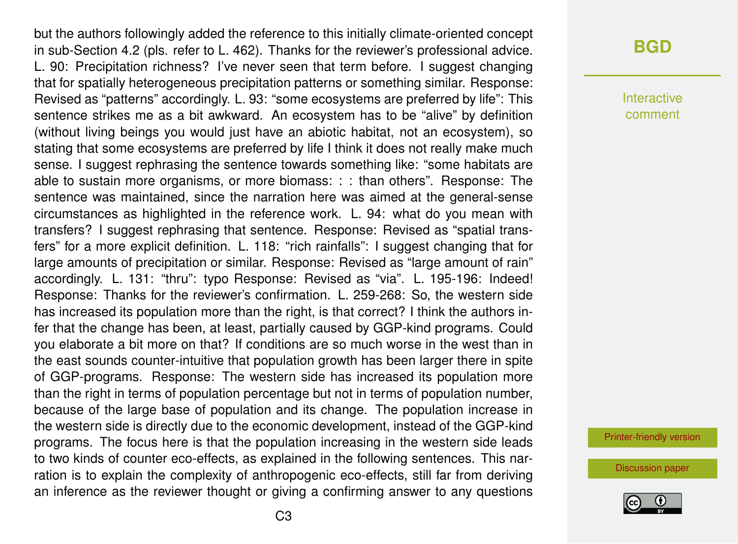but the authors followingly added the reference to this initially climate-oriented concept in sub-Section 4.2 (pls. refer to L. 462). Thanks for the reviewer's professional advice. L. 90: Precipitation richness? I've never seen that term before. I suggest changing that for spatially heterogeneous precipitation patterns or something similar. Response: Revised as "patterns" accordingly. L. 93: "some ecosystems are preferred by life": This sentence strikes me as a bit awkward. An ecosystem has to be "alive" by definition (without living beings you would just have an abiotic habitat, not an ecosystem), so stating that some ecosystems are preferred by life I think it does not really make much sense. I suggest rephrasing the sentence towards something like: "some habitats are able to sustain more organisms, or more biomass: : : than others". Response: The sentence was maintained, since the narration here was aimed at the general-sense circumstances as highlighted in the reference work. L. 94: what do you mean with transfers? I suggest rephrasing that sentence. Response: Revised as "spatial transfers" for a more explicit definition. L. 118: "rich rainfalls": I suggest changing that for large amounts of precipitation or similar. Response: Revised as "large amount of rain" accordingly. L. 131: "thru": typo Response: Revised as "via". L. 195-196: Indeed! Response: Thanks for the reviewer's confirmation. L. 259-268: So, the western side has increased its population more than the right, is that correct? I think the authors infer that the change has been, at least, partially caused by GGP-kind programs. Could you elaborate a bit more on that? If conditions are so much worse in the west than in the east sounds counter-intuitive that population growth has been larger there in spite of GGP-programs. Response: The western side has increased its population more than the right in terms of population percentage but not in terms of population number, because of the large base of population and its change. The population increase in the western side is directly due to the economic development, instead of the GGP-kind programs. The focus here is that the population increasing in the western side leads to two kinds of counter eco-effects, as explained in the following sentences. This narration is to explain the complexity of anthropogenic eco-effects, still far from deriving an inference as the reviewer thought or giving a confirming answer to any questions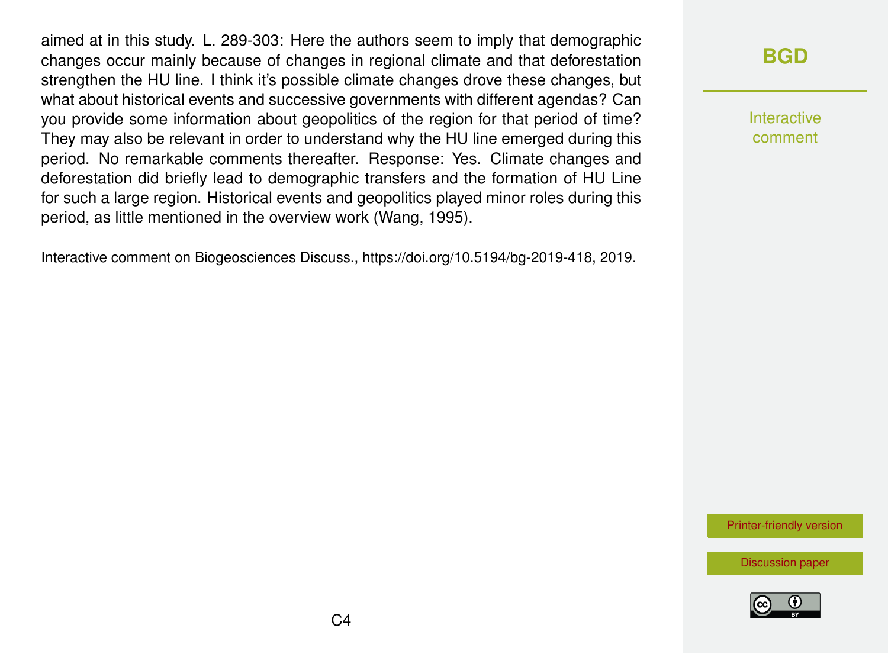aimed at in this study. L. 289-303: Here the authors seem to imply that demographic changes occur mainly because of changes in regional climate and that deforestation strengthen the HU line. I think it's possible climate changes drove these changes, but what about historical events and successive governments with different agendas? Can you provide some information about geopolitics of the region for that period of time? They may also be relevant in order to understand why the HU line emerged during this period. No remarkable comments thereafter. Response: Yes. Climate changes and deforestation did briefly lead to demographic transfers and the formation of HU Line for such a large region. Historical events and geopolitics played minor roles during this period, as little mentioned in the overview work (Wang, 1995).

---

Interactive comment on Biogeosciences Discuss., https://doi.org/10.5194/bg-2019-418, 2019.